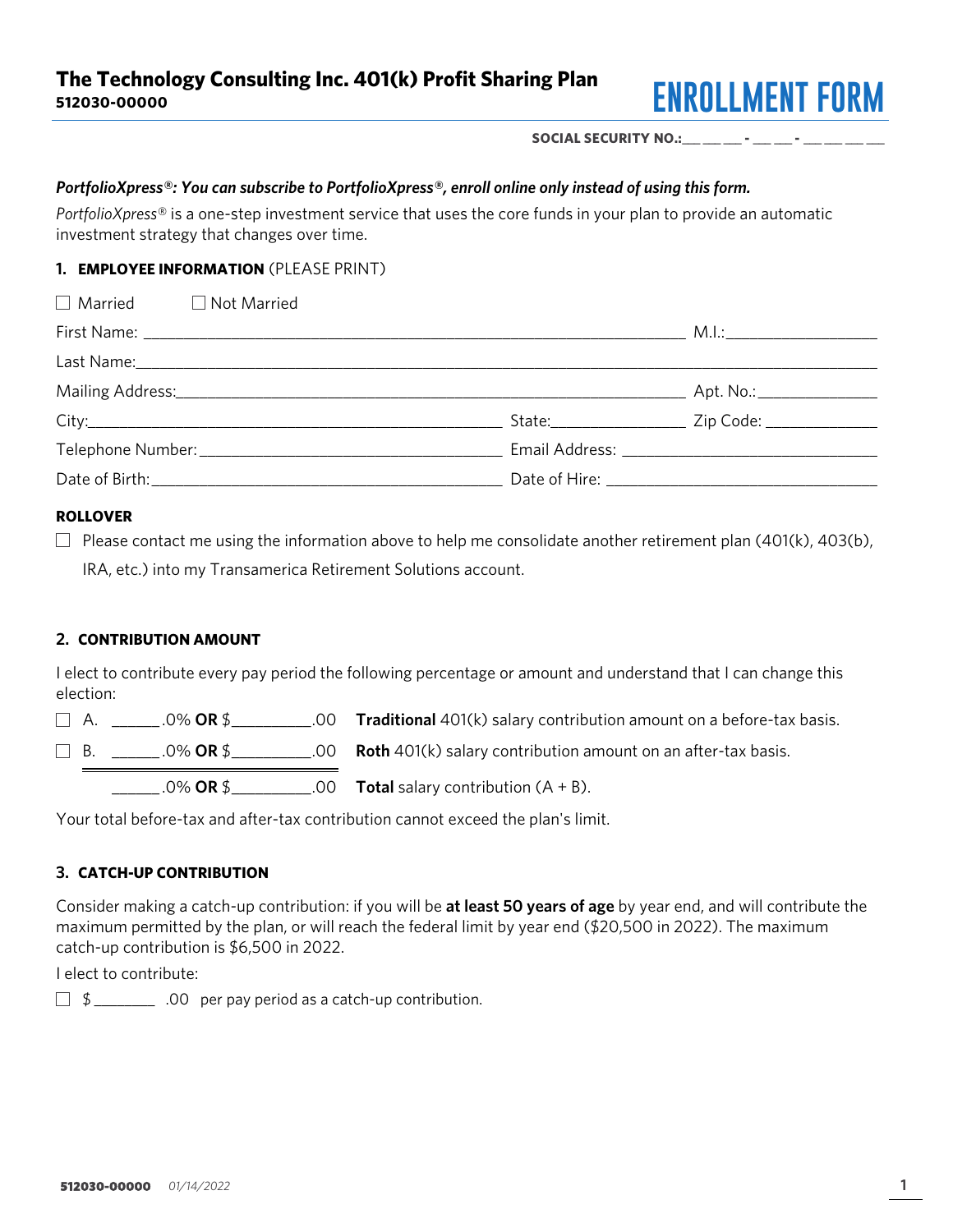# The Technology Consulting Inc. 401(k) Profit Sharing Plan

**512030-00000**

# ENROLLMENT FORM

**SOCIAL SECURITY NO.:\_\_ \_\_ \_\_ - \_\_ \_\_ - \_\_ \_\_ \_\_ \_\_**

***PortfolioXpress®: You can subscribe to PortfolioXpress®, enroll online only instead of using this form.***

*PortfolioXpress®* is a one-step investment service that uses the core funds in your plan to provide an automatic investment strategy that changes over time.

### 1. EMPLOYEE INFORMATION (PLEASE PRINT)

☐ Married ☐ Not Married

First Name: ______________________________ M.I.: __________

Last Name: ______________________________

Mailing Address: ______________________________ Apt. No.: __________

City: ______________________ State: __________ Zip Code: __________

Telephone Number: ______________________ Email Address: ______________________

Date of Birth: ______________________ Date of Hire: ______________________

**ROLLOVER**

☐ Please contact me using the information above to help me consolidate another retirement plan (401(k), 403(b), IRA, etc.) into my Transamerica Retirement Solutions account.

### 2. CONTRIBUTION AMOUNT

I elect to contribute every pay period the following percentage or amount and understand that I can change this election:

☐ A. ______.0% **OR** $__________.00 **Traditional** 401(k) salary contribution amount on a before-tax basis.

☐ B. ______.0% **OR** $__________.00 **Roth** 401(k) salary contribution amount on an after-tax basis.

______.0% **OR** $__________.00 **Total** salary contribution (A + B).

Your total before-tax and after-tax contribution cannot exceed the plan's limit.

### 3. CATCH-UP CONTRIBUTION

Consider making a catch-up contribution: if you will be **at least 50 years of age** by year end, and will contribute the maximum permitted by the plan, or will reach the federal limit by year end ($20,500 in 2022). The maximum catch-up contribution is $6,500 in 2022.

I elect to contribute:

☐ $ ________ .00 per pay period as a catch-up contribution.

**512030-00000** *01/14/2022*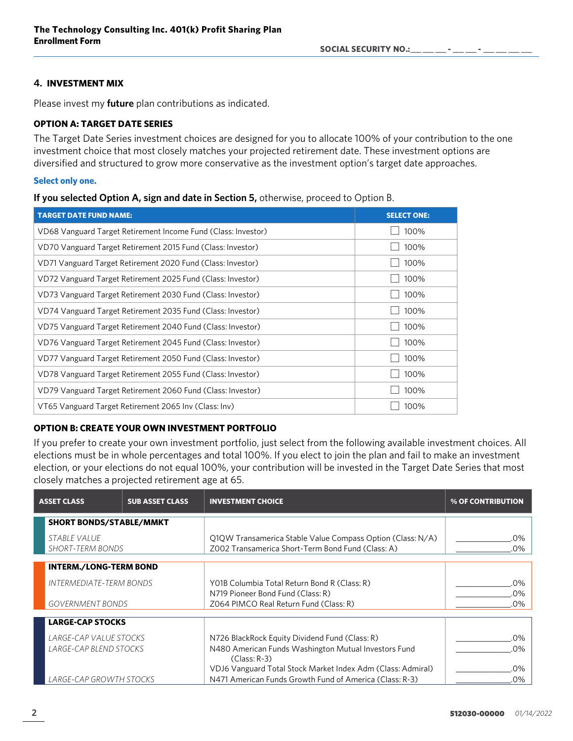**The Technology Consulting Inc. 401(k) Profit Sharing Plan**
**Enrollment Form**

SOCIAL SECURITY NO.:\_\_ \_\_ \_\_ - \_\_ \_\_ - \_\_ \_\_ \_\_ \_\_

## 4. INVESTMENT MIX

Please invest my **future** plan contributions as indicated.

### OPTION A: TARGET DATE SERIES

The Target Date Series investment choices are designed for you to allocate 100% of your contribution to the one investment choice that most closely matches your projected retirement date. These investment options are diversified and structured to grow more conservative as the investment option's target date approaches.

**Select only one.**

**If you selected Option A, sign and date in Section 5,** otherwise, proceed to Option B.

| TARGET DATE FUND NAME: | SELECT ONE: |
|---|---|
| VD68 Vanguard Target Retirement Income Fund (Class: Investor) | ☐ 100% |
| VD70 Vanguard Target Retirement 2015 Fund (Class: Investor) | ☐ 100% |
| VD71 Vanguard Target Retirement 2020 Fund (Class: Investor) | ☐ 100% |
| VD72 Vanguard Target Retirement 2025 Fund (Class: Investor) | ☐ 100% |
| VD73 Vanguard Target Retirement 2030 Fund (Class: Investor) | ☐ 100% |
| VD74 Vanguard Target Retirement 2035 Fund (Class: Investor) | ☐ 100% |
| VD75 Vanguard Target Retirement 2040 Fund (Class: Investor) | ☐ 100% |
| VD76 Vanguard Target Retirement 2045 Fund (Class: Investor) | ☐ 100% |
| VD77 Vanguard Target Retirement 2050 Fund (Class: Investor) | ☐ 100% |
| VD78 Vanguard Target Retirement 2055 Fund (Class: Investor) | ☐ 100% |
| VD79 Vanguard Target Retirement 2060 Fund (Class: Investor) | ☐ 100% |
| VT65 Vanguard Target Retirement 2065 Inv (Class: Inv) | ☐ 100% |

### OPTION B: CREATE YOUR OWN INVESTMENT PORTFOLIO

If you prefer to create your own investment portfolio, just select from the following available investment choices. All elections must be in whole percentages and total 100%. If you elect to join the plan and fail to make an investment election, or your elections do not equal 100%, your contribution will be invested in the Target Date Series that most closely matches a projected retirement age at 65.

| ASSET CLASS | SUB ASSET CLASS | INVESTMENT CHOICE | % OF CONTRIBUTION |
|---|---|---|---|
| **SHORT BONDS/STABLE/MMKT** | | | |
| | *STABLE VALUE* | Q1QW Transamerica Stable Value Compass Option (Class: N/A) | \_\_\_\_\_\_\_\_\_.0% |
| | *SHORT-TERM BONDS* | Z002 Transamerica Short-Term Bond Fund (Class: A) | \_\_\_\_\_\_\_\_\_.0% |
| **INTERM./LONG-TERM BOND** | | | |
| | *INTERMEDIATE-TERM BONDS* | Y01B Columbia Total Return Bond R (Class: R) | \_\_\_\_\_\_\_\_\_.0% |
| | | N719 Pioneer Bond Fund (Class: R) | \_\_\_\_\_\_\_\_\_.0% |
| | *GOVERNMENT BONDS* | Z064 PIMCO Real Return Fund (Class: R) | \_\_\_\_\_\_\_\_\_.0% |
| **LARGE-CAP STOCKS** | | | |
| | *LARGE-CAP VALUE STOCKS* | N726 BlackRock Equity Dividend Fund (Class: R) | \_\_\_\_\_\_\_\_\_.0% |
| | *LARGE-CAP BLEND STOCKS* | N480 American Funds Washington Mutual Investors Fund (Class: R-3) | \_\_\_\_\_\_\_\_\_.0% |
| | | VDJ6 Vanguard Total Stock Market Index Adm (Class: Admiral) | \_\_\_\_\_\_\_\_\_.0% |
| | *LARGE-CAP GROWTH STOCKS* | N471 American Funds Growth Fund of America (Class: R-3) | \_\_\_\_\_\_\_\_\_.0% |

512030-00000 *01/14/2022*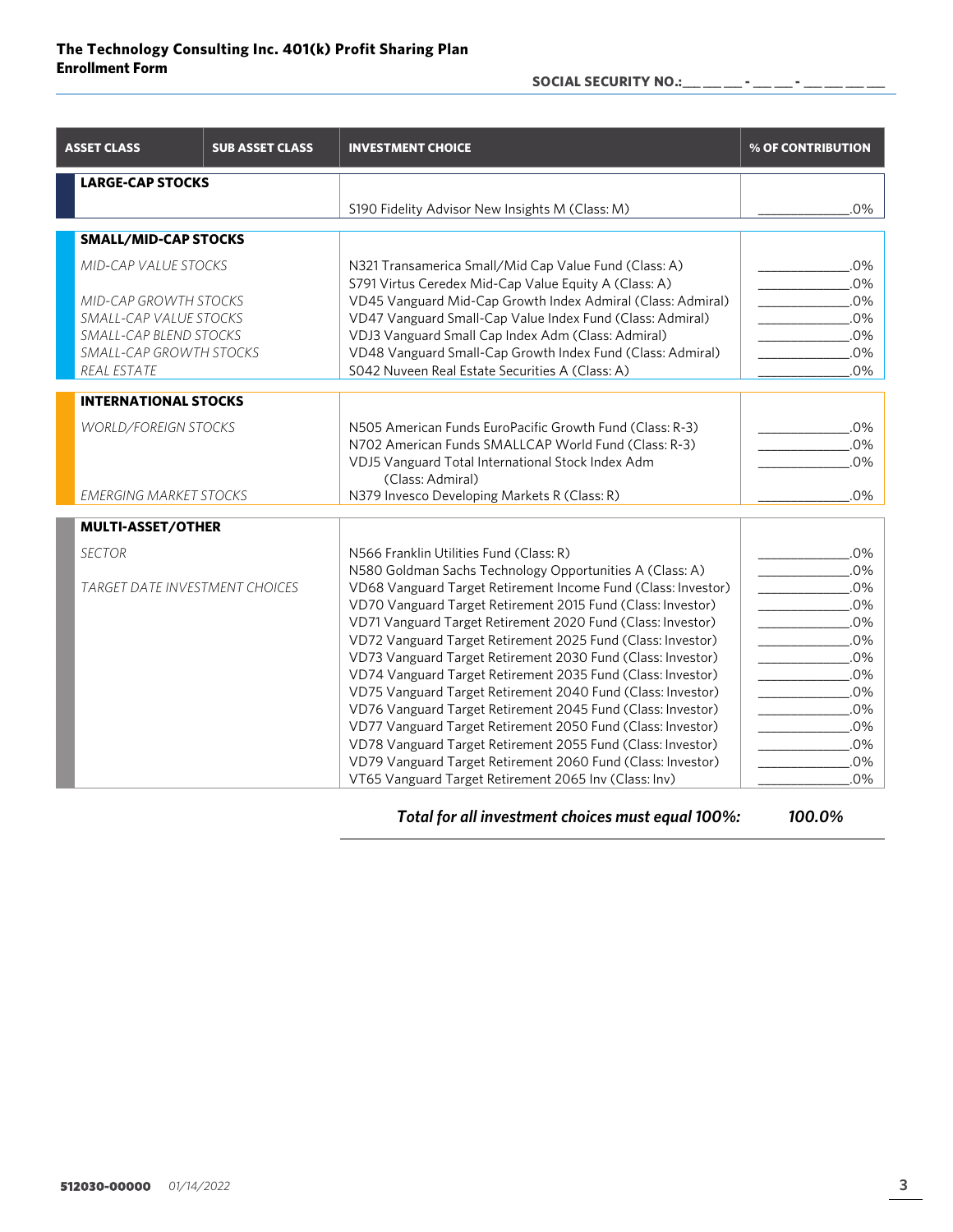**The Technology Consulting Inc. 401(k) Profit Sharing Plan**
**Enrollment Form**

**SOCIAL SECURITY NO.:__ __ __ - __ __ - __ __ __ __**

| ASSET CLASS | SUB ASSET CLASS | INVESTMENT CHOICE | % OF CONTRIBUTION |
|---|---|---|---|
| **LARGE-CAP STOCKS** | | | |
| | | S190 Fidelity Advisor New Insights M (Class: M) | ____________.0% |
| **SMALL/MID-CAP STOCKS** | | | |
| *MID-CAP VALUE STOCKS* | | N321 Transamerica Small/Mid Cap Value Fund (Class: A) | ____________.0% |
| | | S791 Virtus Ceredex Mid-Cap Value Equity A (Class: A) | ____________.0% |
| *MID-CAP GROWTH STOCKS* | | VD45 Vanguard Mid-Cap Growth Index Admiral (Class: Admiral) | ____________.0% |
| *SMALL-CAP VALUE STOCKS* | | VD47 Vanguard Small-Cap Value Index Fund (Class: Admiral) | ____________.0% |
| *SMALL-CAP BLEND STOCKS* | | VDJ3 Vanguard Small Cap Index Adm (Class: Admiral) | ____________.0% |
| *SMALL-CAP GROWTH STOCKS* | | VD48 Vanguard Small-Cap Growth Index Fund (Class: Admiral) | ____________.0% |
| *REAL ESTATE* | | S042 Nuveen Real Estate Securities A (Class: A) | ____________.0% |
| **INTERNATIONAL STOCKS** | | | |
| *WORLD/FOREIGN STOCKS* | | N505 American Funds EuroPacific Growth Fund (Class: R-3) | ____________.0% |
| | | N702 American Funds SMALLCAP World Fund (Class: R-3) | ____________.0% |
| | | VDJ5 Vanguard Total International Stock Index Adm (Class: Admiral) | ____________.0% |
| *EMERGING MARKET STOCKS* | | N379 Invesco Developing Markets R (Class: R) | ____________.0% |
| **MULTI-ASSET/OTHER** | | | |
| *SECTOR* | | N566 Franklin Utilities Fund (Class: R) | ____________.0% |
| | | N580 Goldman Sachs Technology Opportunities A (Class: A) | ____________.0% |
| *TARGET DATE INVESTMENT CHOICES* | | VD68 Vanguard Target Retirement Income Fund (Class: Investor) | ____________.0% |
| | | VD70 Vanguard Target Retirement 2015 Fund (Class: Investor) | ____________.0% |
| | | VD71 Vanguard Target Retirement 2020 Fund (Class: Investor) | ____________.0% |
| | | VD72 Vanguard Target Retirement 2025 Fund (Class: Investor) | ____________.0% |
| | | VD73 Vanguard Target Retirement 2030 Fund (Class: Investor) | ____________.0% |
| | | VD74 Vanguard Target Retirement 2035 Fund (Class: Investor) | ____________.0% |
| | | VD75 Vanguard Target Retirement 2040 Fund (Class: Investor) | ____________.0% |
| | | VD76 Vanguard Target Retirement 2045 Fund (Class: Investor) | ____________.0% |
| | | VD77 Vanguard Target Retirement 2050 Fund (Class: Investor) | ____________.0% |
| | | VD78 Vanguard Target Retirement 2055 Fund (Class: Investor) | ____________.0% |
| | | VD79 Vanguard Target Retirement 2060 Fund (Class: Investor) | ____________.0% |
| | | VT65 Vanguard Target Retirement 2065 Inv (Class: Inv) | ____________.0% |

***Total for all investment choices must equal 100%:*** ***100.0%***

512030-00000 *01/14/2022*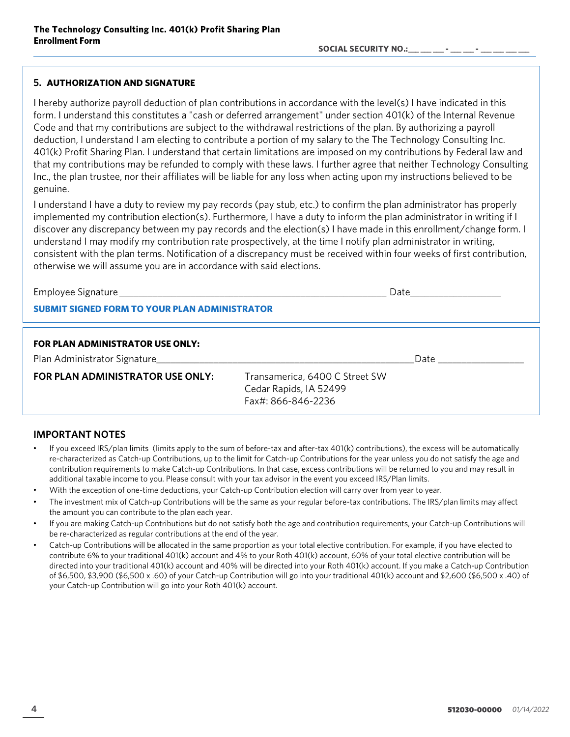**SOCIAL SECURITY NO.:__ __ __ - __ __ - __ __ __ __**

## 5. AUTHORIZATION AND SIGNATURE

I hereby authorize payroll deduction of plan contributions in accordance with the level(s) I have indicated in this form. I understand this constitutes a "cash or deferred arrangement" under section 401(k) of the Internal Revenue Code and that my contributions are subject to the withdrawal restrictions of the plan. By authorizing a payroll deduction, I understand I am electing to contribute a portion of my salary to the The Technology Consulting Inc. 401(k) Profit Sharing Plan. I understand that certain limitations are imposed on my contributions by Federal law and that my contributions may be refunded to comply with these laws. I further agree that neither Technology Consulting Inc., the plan trustee, nor their affiliates will be liable for any loss when acting upon my instructions believed to be genuine.

I understand I have a duty to review my pay records (pay stub, etc.) to confirm the plan administrator has properly implemented my contribution election(s). Furthermore, I have a duty to inform the plan administrator in writing if I discover any discrepancy between my pay records and the election(s) I have made in this enrollment/change form. I understand I may modify my contribution rate prospectively, at the time I notify plan administrator in writing, consistent with the plan terms. Notification of a discrepancy must be received within four weeks of first contribution, otherwise we will assume you are in accordance with said elections.

Employee Signature_______________________________________________ Date_______________

**SUBMIT SIGNED FORM TO YOUR PLAN ADMINISTRATOR**

**FOR PLAN ADMINISTRATOR USE ONLY:**

Plan Administrator Signature___________________________________________ Date _______________

**FOR PLAN ADMINISTRATOR USE ONLY:**

Transamerica, 6400 C Street SW
Cedar Rapids, IA 52499
Fax#: 866-846-2236

## IMPORTANT NOTES

- If you exceed IRS/plan limits (limits apply to the sum of before-tax and after-tax 401(k) contributions), the excess will be automatically re-characterized as Catch-up Contributions, up to the limit for Catch-up Contributions for the year unless you do not satisfy the age and contribution requirements to make Catch-up Contributions. In that case, excess contributions will be returned to you and may result in additional taxable income to you. Please consult with your tax advisor in the event you exceed IRS/Plan limits.
- With the exception of one-time deductions, your Catch-up Contribution election will carry over from year to year.
- The investment mix of Catch-up Contributions will be the same as your regular before-tax contributions. The IRS/plan limits may affect the amount you can contribute to the plan each year.
- If you are making Catch-up Contributions but do not satisfy both the age and contribution requirements, your Catch-up Contributions will be re-characterized as regular contributions at the end of the year.
- Catch-up Contributions will be allocated in the same proportion as your total elective contribution. For example, if you have elected to contribute 6% to your traditional 401(k) account and 4% to your Roth 401(k) account, 60% of your total elective contribution will be directed into your traditional 401(k) account and 40% will be directed into your Roth 401(k) account. If you make a Catch-up Contribution of $6,500, $3,900 ($6,500 x .60) of your Catch-up Contribution will go into your traditional 401(k) account and $2,600 ($6,500 x .40) of your Catch-up Contribution will go into your Roth 401(k) account.

**512030-00000** *01/14/2022*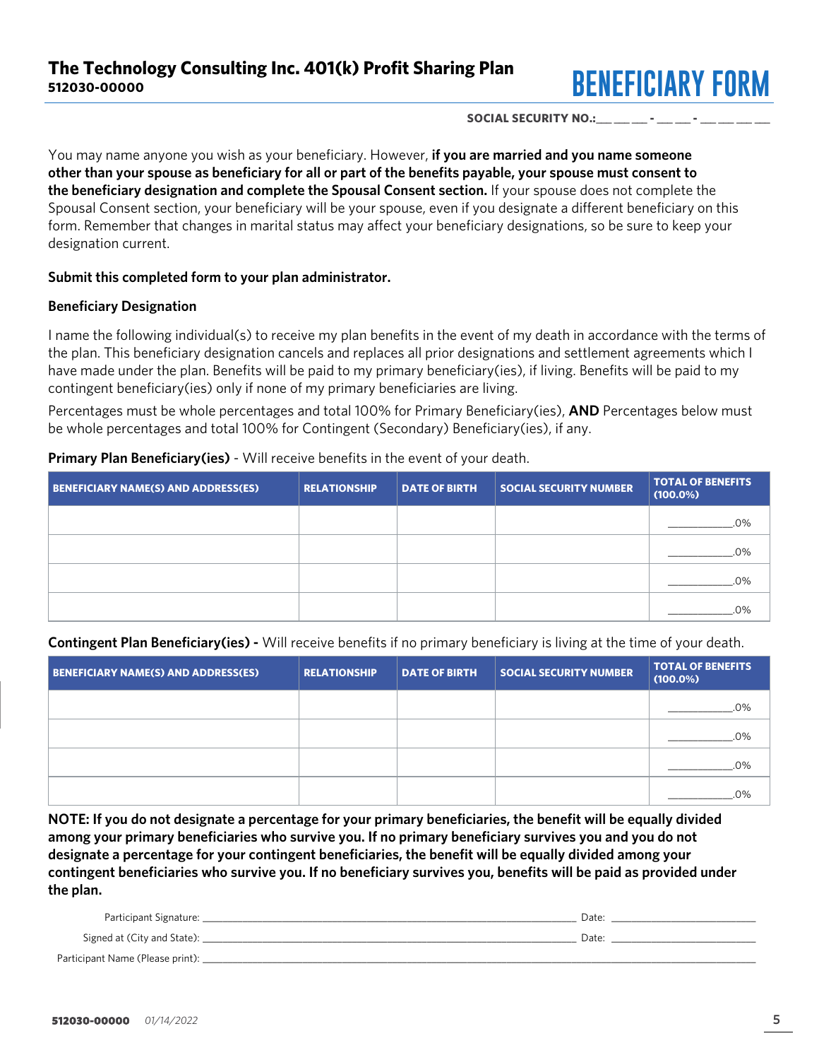**The Technology Consulting Inc. 401(k) Profit Sharing Plan**
**512030-00000**

# BENEFICIARY FORM

**SOCIAL SECURITY NO.:\_\_ \_\_ \_\_ - \_\_ \_\_ - \_\_ \_\_ \_\_ \_\_**

You may name anyone you wish as your beneficiary. However, **if you are married and you name someone other than your spouse as beneficiary for all or part of the benefits payable, your spouse must consent to the beneficiary designation and complete the Spousal Consent section.** If your spouse does not complete the Spousal Consent section, your beneficiary will be your spouse, even if you designate a different beneficiary on this form. Remember that changes in marital status may affect your beneficiary designations, so be sure to keep your designation current.

**Submit this completed form to your plan administrator.**

**Beneficiary Designation**

I name the following individual(s) to receive my plan benefits in the event of my death in accordance with the terms of the plan. This beneficiary designation cancels and replaces all prior designations and settlement agreements which I have made under the plan. Benefits will be paid to my primary beneficiary(ies), if living. Benefits will be paid to my contingent beneficiary(ies) only if none of my primary beneficiaries are living.

Percentages must be whole percentages and total 100% for Primary Beneficiary(ies), **AND** Percentages below must be whole percentages and total 100% for Contingent (Secondary) Beneficiary(ies), if any.

**Primary Plan Beneficiary(ies)** - Will receive benefits in the event of your death.

| BENEFICIARY NAME(S) AND ADDRESS(ES) | RELATIONSHIP | DATE OF BIRTH | SOCIAL SECURITY NUMBER | TOTAL OF BENEFITS (100.0%) |
|---|---|---|---|---|
| | | | | \_\_\_\_\_\_\_\_\_\_.0% |
| | | | | \_\_\_\_\_\_\_\_\_\_.0% |
| | | | | \_\_\_\_\_\_\_\_\_\_.0% |
| | | | | \_\_\_\_\_\_\_\_\_\_.0% |

**Contingent Plan Beneficiary(ies) -** Will receive benefits if no primary beneficiary is living at the time of your death.

| BENEFICIARY NAME(S) AND ADDRESS(ES) | RELATIONSHIP | DATE OF BIRTH | SOCIAL SECURITY NUMBER | TOTAL OF BENEFITS (100.0%) |
|---|---|---|---|---|
| | | | | \_\_\_\_\_\_\_\_\_\_.0% |
| | | | | \_\_\_\_\_\_\_\_\_\_.0% |
| | | | | \_\_\_\_\_\_\_\_\_\_.0% |
| | | | | \_\_\_\_\_\_\_\_\_\_.0% |

**NOTE: If you do not designate a percentage for your primary beneficiaries, the benefit will be equally divided among your primary beneficiaries who survive you. If no primary beneficiary survives you and you do not designate a percentage for your contingent beneficiaries, the benefit will be equally divided among your contingent beneficiaries who survive you. If no beneficiary survives you, benefits will be paid as provided under the plan.**

Participant Signature: \_\_\_\_\_\_\_\_\_\_\_\_\_\_\_\_\_\_\_\_\_\_\_\_\_\_\_\_\_\_\_\_\_\_\_\_ Date: \_\_\_\_\_\_\_\_\_\_\_\_\_\_\_\_\_\_

Signed at (City and State): \_\_\_\_\_\_\_\_\_\_\_\_\_\_\_\_\_\_\_\_\_\_\_\_\_\_\_\_\_\_\_\_\_ Date: \_\_\_\_\_\_\_\_\_\_\_\_\_\_\_\_\_\_

Participant Name (Please print): \_\_\_\_\_\_\_\_\_\_\_\_\_\_\_\_\_\_\_\_\_\_\_\_\_\_\_\_\_\_\_\_\_\_\_\_\_\_\_\_\_\_\_\_\_\_\_\_

**512030-00000** *01/14/2022*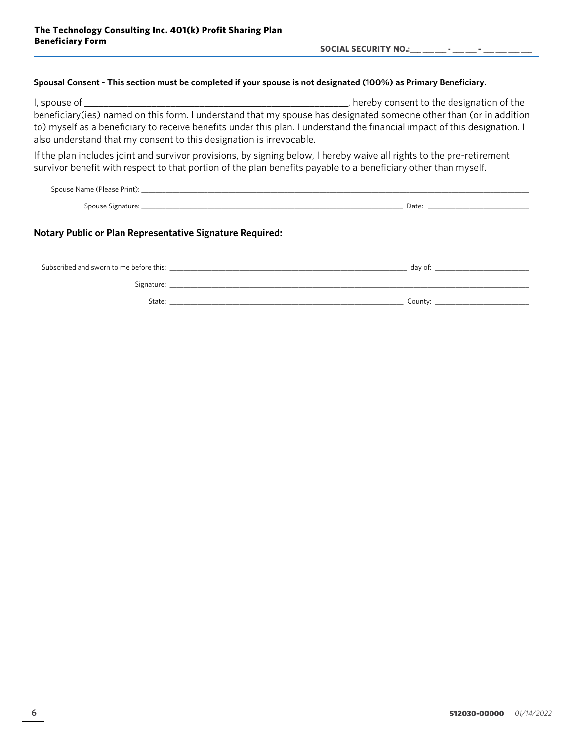**The Technology Consulting Inc. 401(k) Profit Sharing Plan**
**Beneficiary Form**

**SOCIAL SECURITY NO.:___ ___ ___ - ___ ___ - ___ ___ ___ ___**

**Spousal Consent - This section must be completed if your spouse is not designated (100%) as Primary Beneficiary.**

I, spouse of ________________________________________________________, hereby consent to the designation of the beneficiary(ies) named on this form. I understand that my spouse has designated someone other than (or in addition to) myself as a beneficiary to receive benefits under this plan. I understand the financial impact of this designation. I also understand that my consent to this designation is irrevocable.

If the plan includes joint and survivor provisions, by signing below, I hereby waive all rights to the pre-retirement survivor benefit with respect to that portion of the plan benefits payable to a beneficiary other than myself.

Spouse Name (Please Print): ____________________________________________________________

Spouse Signature: ____________________________________________ Date: ____________________

### Notary Public or Plan Representative Signature Required:

Subscribed and sworn to me before this: ______________________________________ day of: ____________________

Signature: ____________________________________________________________

State: ______________________________________ County: ____________________

512030-00000 *01/14/2022*